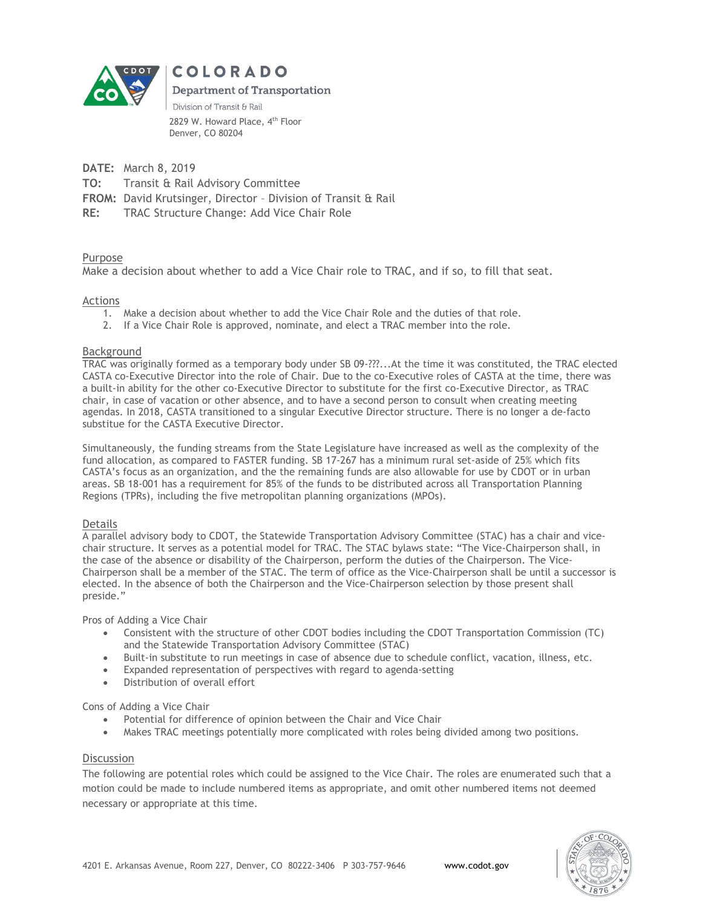COLORADO

Department of Transportation

Division of Transit & Rail

2829 W. Howard Place, 4th Floor
Denver, CO 80204

**DATE:** March 8, 2019

**TO:** Transit & Rail Advisory Committee

**FROM:** David Krutsinger, Director – Division of Transit & Rail

**RE:** TRAC Structure Change: Add Vice Chair Role

## Purpose

Make a decision about whether to add a Vice Chair role to TRAC, and if so, to fill that seat.

## Actions

1. Make a decision about whether to add the Vice Chair Role and the duties of that role.
2. If a Vice Chair Role is approved, nominate, and elect a TRAC member into the role.

## Background

TRAC was originally formed as a temporary body under SB 09-???...At the time it was constituted, the TRAC elected CASTA co-Executive Director into the role of Chair. Due to the co-Executive roles of CASTA at the time, there was a built-in ability for the other co-Executive Director to substitute for the first co-Executive Director, as TRAC chair, in case of vacation or other absence, and to have a second person to consult when creating meeting agendas. In 2018, CASTA transitioned to a singular Executive Director structure. There is no longer a de-facto substitue for the CASTA Executive Director.

Simultaneously, the funding streams from the State Legislature have increased as well as the complexity of the fund allocation, as compared to FASTER funding. SB 17-267 has a minimum rural set-aside of 25% which fits CASTA's focus as an organization, and the the remaining funds are also allowable for use by CDOT or in urban areas. SB 18-001 has a requirement for 85% of the funds to be distributed across all Transportation Planning Regions (TPRs), including the five metropolitan planning organizations (MPOs).

## Details

A parallel advisory body to CDOT, the Statewide Transportation Advisory Committee (STAC) has a chair and vice-chair structure. It serves as a potential model for TRAC. The STAC bylaws state: "The Vice-Chairperson shall, in the case of the absence or disability of the Chairperson, perform the duties of the Chairperson. The Vice-Chairperson shall be a member of the STAC. The term of office as the Vice-Chairperson shall be until a successor is elected. In the absence of both the Chairperson and the Vice-Chairperson selection by those present shall preside."

Pros of Adding a Vice Chair

- Consistent with the structure of other CDOT bodies including the CDOT Transportation Commission (TC) and the Statewide Transportation Advisory Committee (STAC)
- Built-in substitute to run meetings in case of absence due to schedule conflict, vacation, illness, etc.
- Expanded representation of perspectives with regard to agenda-setting
- Distribution of overall effort

Cons of Adding a Vice Chair

- Potential for difference of opinion between the Chair and Vice Chair
- Makes TRAC meetings potentially more complicated with roles being divided among two positions.

## Discussion

The following are potential roles which could be assigned to the Vice Chair. The roles are enumerated such that a motion could be made to include numbered items as appropriate, and omit other numbered items not deemed necessary or appropriate at this time.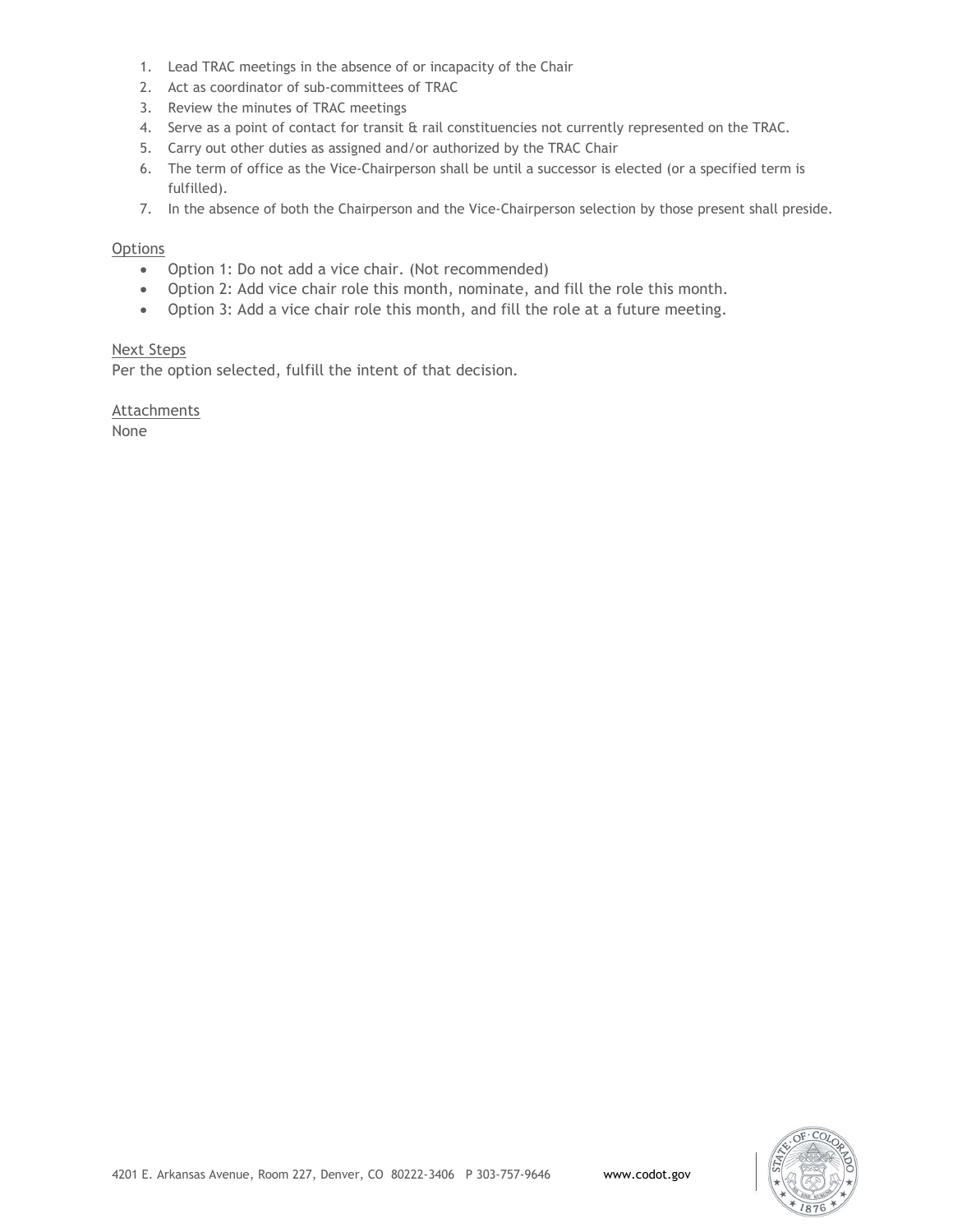1. Lead TRAC meetings in the absence of or incapacity of the Chair
2. Act as coordinator of sub-committees of TRAC
3. Review the minutes of TRAC meetings
4. Serve as a point of contact for transit & rail constituencies not currently represented on the TRAC.
5. Carry out other duties as assigned and/or authorized by the TRAC Chair
6. The term of office as the Vice-Chairperson shall be until a successor is elected (or a specified term is fulfilled).
7. In the absence of both the Chairperson and the Vice-Chairperson selection by those present shall preside.

Options

- Option 1: Do not add a vice chair. (Not recommended)
- Option 2: Add vice chair role this month, nominate, and fill the role this month.
- Option 3: Add a vice chair role this month, and fill the role at a future meeting.

Next Steps

Per the option selected, fulfill the intent of that decision.

Attachments

None

4201 E. Arkansas Avenue, Room 227, Denver, CO 80222-3406 P 303-757-9646 www.codot.gov